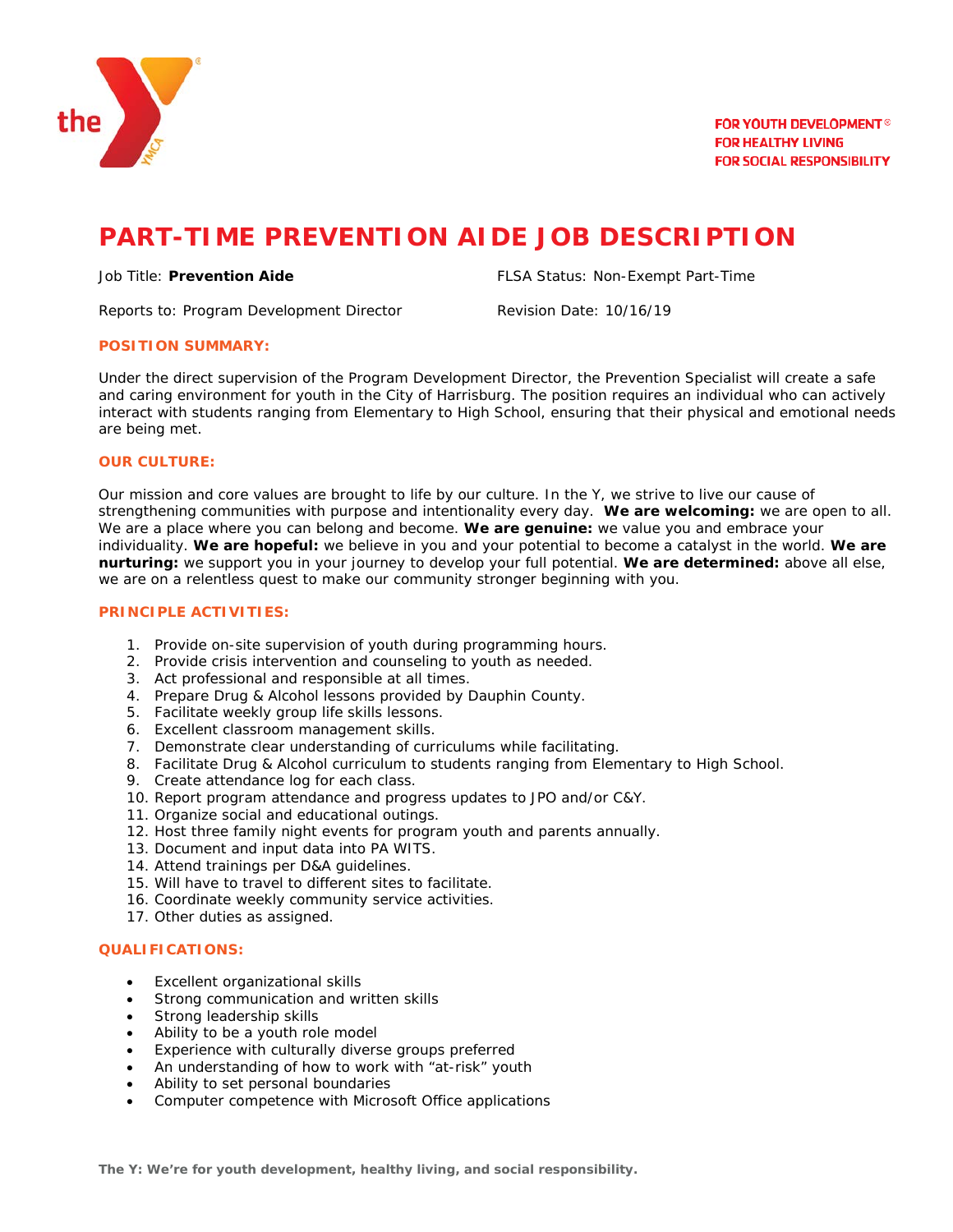FOR YOUTH DEVELOPMENT®
FOR HEALTHY LIVING
FOR SOCIAL RESPONSIBILITY

# PART-TIME PREVENTION AIDE JOB DESCRIPTION

Job Title: **Prevention Aide**

FLSA Status: Non-Exempt Part-Time

Reports to: Program Development Director

Revision Date: 10/16/19

## POSITION SUMMARY:

Under the direct supervision of the Program Development Director, the Prevention Specialist will create a safe and caring environment for youth in the City of Harrisburg. The position requires an individual who can actively interact with students ranging from Elementary to High School, ensuring that their physical and emotional needs are being met.

## OUR CULTURE:

Our mission and core values are brought to life by our culture. In the Y, we strive to live our cause of strengthening communities with purpose and intentionality every day. **We are welcoming:** we are open to all. We are a place where you can belong and become. **We are genuine:** we value you and embrace your individuality. **We are hopeful:** we believe in you and your potential to become a catalyst in the world. **We are nurturing:** we support you in your journey to develop your full potential. **We are determined:** above all else, we are on a relentless quest to make our community stronger beginning with you.

## PRINCIPLE ACTIVITIES:

1. Provide on-site supervision of youth during programming hours.
2. Provide crisis intervention and counseling to youth as needed.
3. Act professional and responsible at all times.
4. Prepare Drug & Alcohol lessons provided by Dauphin County.
5. Facilitate weekly group life skills lessons.
6. Excellent classroom management skills.
7. Demonstrate clear understanding of curriculums while facilitating.
8. Facilitate Drug & Alcohol curriculum to students ranging from Elementary to High School.
9. Create attendance log for each class.
10. Report program attendance and progress updates to JPO and/or C&Y.
11. Organize social and educational outings.
12. Host three family night events for program youth and parents annually.
13. Document and input data into PA WITS.
14. Attend trainings per D&A guidelines.
15. Will have to travel to different sites to facilitate.
16. Coordinate weekly community service activities.
17. Other duties as assigned.

## QUALIFICATIONS:

- Excellent organizational skills
- Strong communication and written skills
- Strong leadership skills
- Ability to be a youth role model
- Experience with culturally diverse groups preferred
- An understanding of how to work with "at-risk" youth
- Ability to set personal boundaries
- Computer competence with Microsoft Office applications

**The Y: We're for youth development, healthy living, and social responsibility.**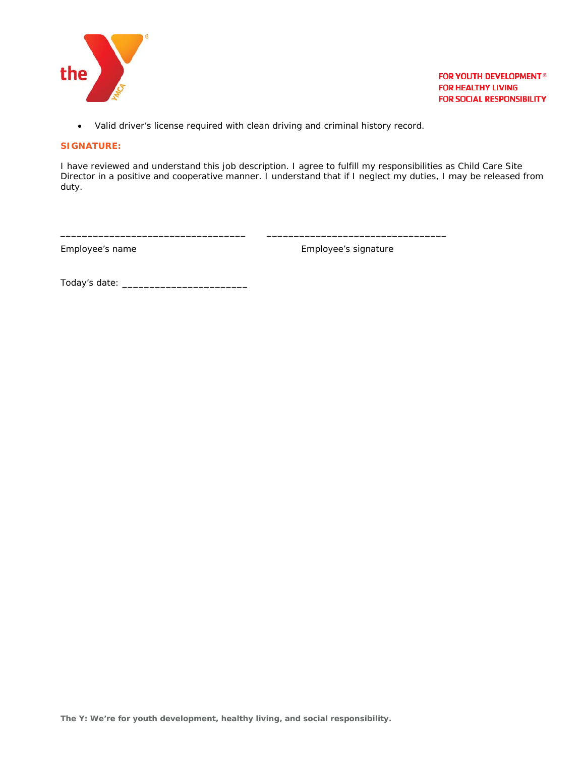- Valid driver's license required with clean driving and criminal history record.

**SIGNATURE:**

I have reviewed and understand this job description. I agree to fulfill my responsibilities as Child Care Site Director in a positive and cooperative manner. I understand that if I neglect my duties, I may be released from duty.

_________________________________ _________________________________

Employee's name Employee's signature

Today's date: ______________________